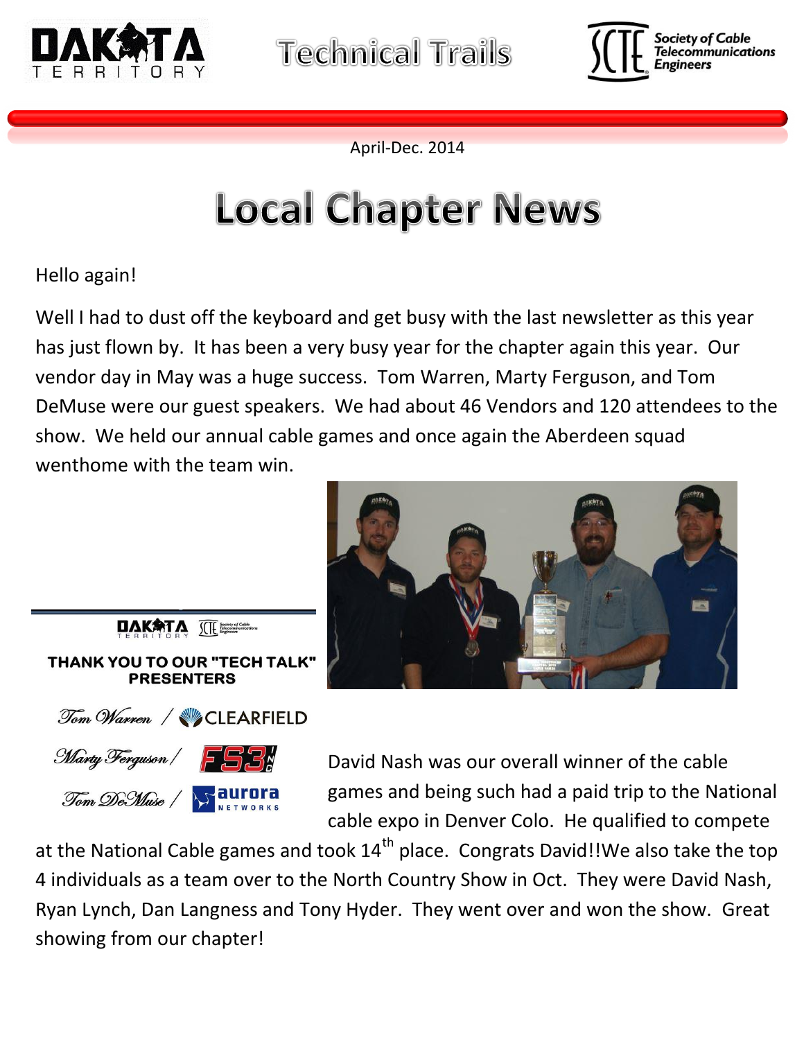# Technical Trails

April-Dec. 2014

## Local Chapter News

Hello again!

Well I had to dust off the keyboard and get busy with the last newsletter as this year has just flown by. It has been a very busy year for the chapter again this year. Our vendor day in May was a huge success. Tom Warren, Marty Ferguson, and Tom DeMuse were our guest speakers. We had about 46 Vendors and 120 attendees to the show. We held our annual cable games and once again the Aberdeen squad wenthome with the team win.

**THANK YOU TO OUR "TECH TALK" PRESENTERS**

Tom Warren / CLEARFIELD

Marty Ferguson / FS3

Tom DeMuse / aurora NETWORKS

David Nash was our overall winner of the cable games and being such had a paid trip to the National cable expo in Denver Colo. He qualified to compete at the National Cable games and took 14th place. Congrats David!!We also take the top 4 individuals as a team over to the North Country Show in Oct. They were David Nash, Ryan Lynch, Dan Langness and Tony Hyder. They went over and won the show. Great showing from our chapter!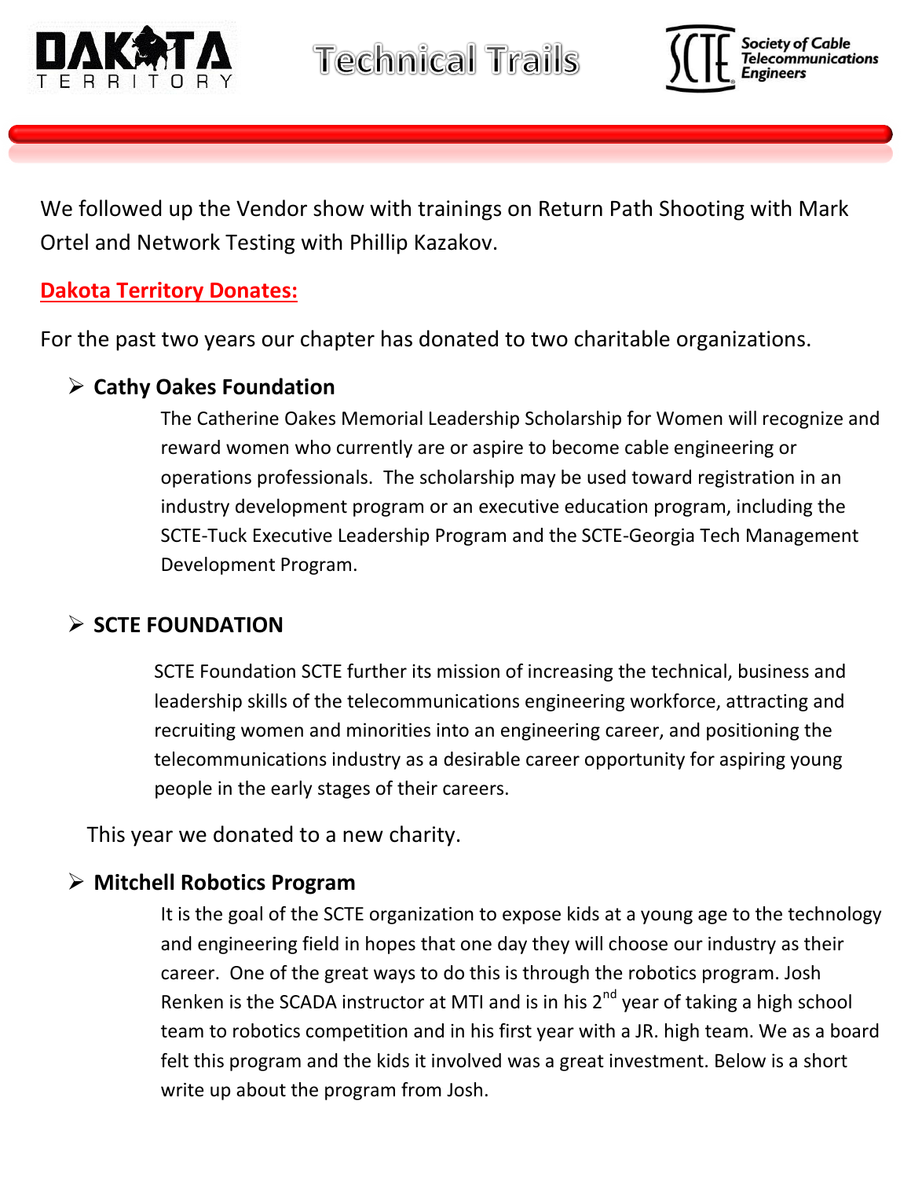We followed up the Vendor show with trainings on Return Path Shooting with Mark Ortel and Network Testing with Phillip Kazakov.

## Dakota Territory Donates:

For the past two years our chapter has donated to two charitable organizations.

- **Cathy Oakes Foundation**

  The Catherine Oakes Memorial Leadership Scholarship for Women will recognize and reward women who currently are or aspire to become cable engineering or operations professionals. The scholarship may be used toward registration in an industry development program or an executive education program, including the SCTE-Tuck Executive Leadership Program and the SCTE-Georgia Tech Management Development Program.

- **SCTE FOUNDATION**

  SCTE Foundation SCTE further its mission of increasing the technical, business and leadership skills of the telecommunications engineering workforce, attracting and recruiting women and minorities into an engineering career, and positioning the telecommunications industry as a desirable career opportunity for aspiring young people in the early stages of their careers.

This year we donated to a new charity.

- **Mitchell Robotics Program**

  It is the goal of the SCTE organization to expose kids at a young age to the technology and engineering field in hopes that one day they will choose our industry as their career. One of the great ways to do this is through the robotics program. Josh Renken is the SCADA instructor at MTI and is in his 2nd year of taking a high school team to robotics competition and in his first year with a JR. high team. We as a board felt this program and the kids it involved was a great investment. Below is a short write up about the program from Josh.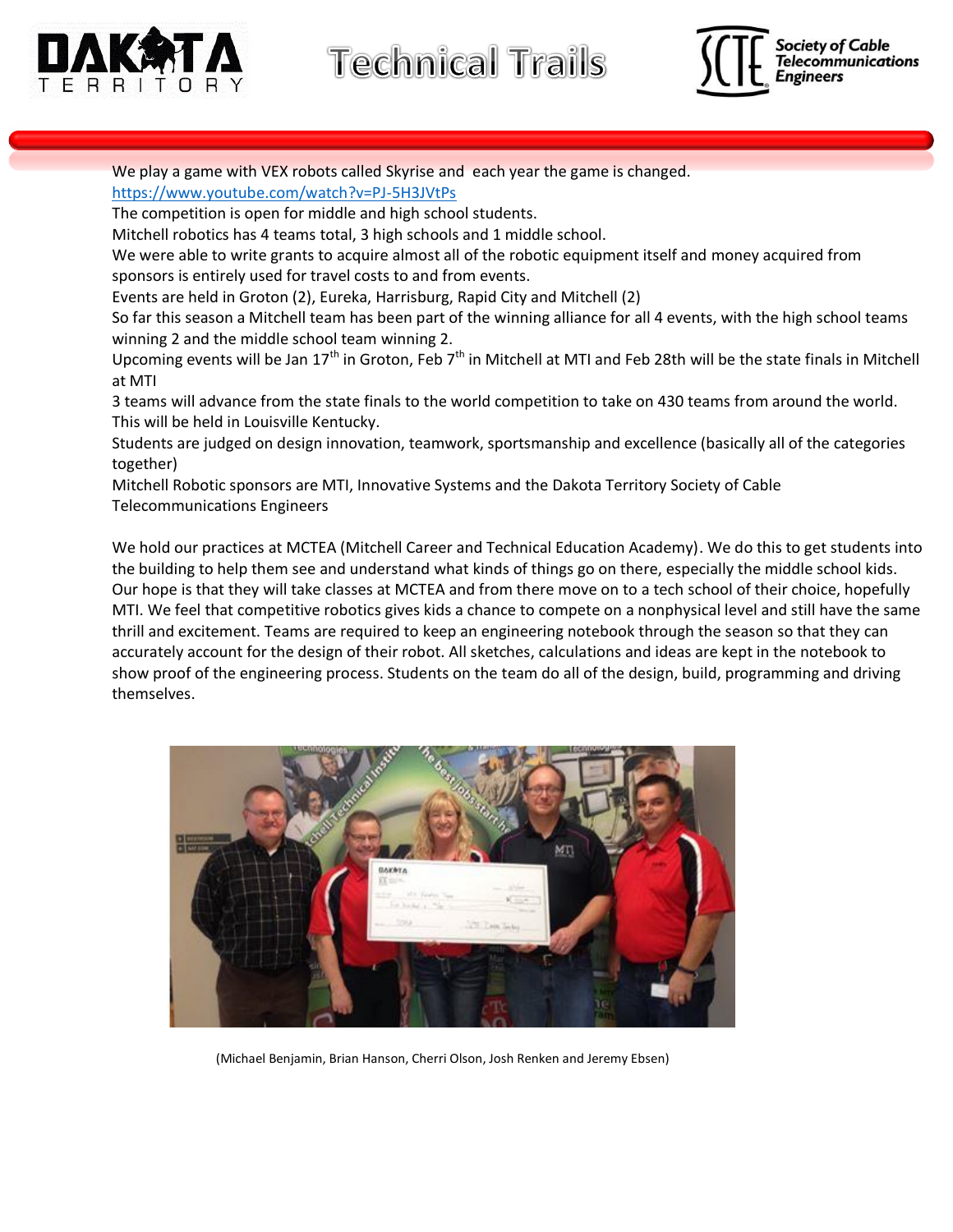We play a game with VEX robots called Skyrise and each year the game is changed.

https://www.youtube.com/watch?v=PJ-5H3JVtPs

The competition is open for middle and high school students.

Mitchell robotics has 4 teams total, 3 high schools and 1 middle school.

We were able to write grants to acquire almost all of the robotic equipment itself and money acquired from sponsors is entirely used for travel costs to and from events.

Events are held in Groton (2), Eureka, Harrisburg, Rapid City and Mitchell (2)

So far this season a Mitchell team has been part of the winning alliance for all 4 events, with the high school teams winning 2 and the middle school team winning 2.

Upcoming events will be Jan 17th in Groton, Feb 7th in Mitchell at MTI and Feb 28th will be the state finals in Mitchell at MTI

3 teams will advance from the state finals to the world competition to take on 430 teams from around the world. This will be held in Louisville Kentucky.

Students are judged on design innovation, teamwork, sportsmanship and excellence (basically all of the categories together)

Mitchell Robotic sponsors are MTI, Innovative Systems and the Dakota Territory Society of Cable Telecommunications Engineers

We hold our practices at MCTEA (Mitchell Career and Technical Education Academy). We do this to get students into the building to help them see and understand what kinds of things go on there, especially the middle school kids. Our hope is that they will take classes at MCTEA and from there move on to a tech school of their choice, hopefully MTI. We feel that competitive robotics gives kids a chance to compete on a nonphysical level and still have the same thrill and excitement. Teams are required to keep an engineering notebook through the season so that they can accurately account for the design of their robot. All sketches, calculations and ideas are kept in the notebook to show proof of the engineering process. Students on the team do all of the design, build, programming and driving themselves.

(Michael Benjamin, Brian Hanson, Cherri Olson, Josh Renken and Jeremy Ebsen)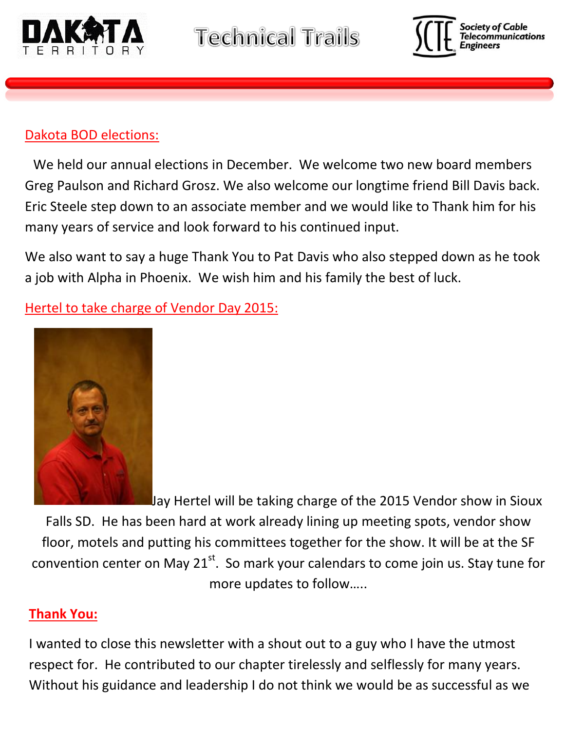## Dakota BOD elections:

We held our annual elections in December. We welcome two new board members Greg Paulson and Richard Grosz. We also welcome our longtime friend Bill Davis back. Eric Steele step down to an associate member and we would like to Thank him for his many years of service and look forward to his continued input.

We also want to say a huge Thank You to Pat Davis who also stepped down as he took a job with Alpha in Phoenix. We wish him and his family the best of luck.

## Hertel to take charge of Vendor Day 2015:

Jay Hertel will be taking charge of the 2015 Vendor show in Sioux Falls SD. He has been hard at work already lining up meeting spots, vendor show floor, motels and putting his committees together for the show. It will be at the SF convention center on May 21st. So mark your calendars to come join us. Stay tune for more updates to follow…..

## Thank You:

I wanted to close this newsletter with a shout out to a guy who I have the utmost respect for. He contributed to our chapter tirelessly and selflessly for many years. Without his guidance and leadership I do not think we would be as successful as we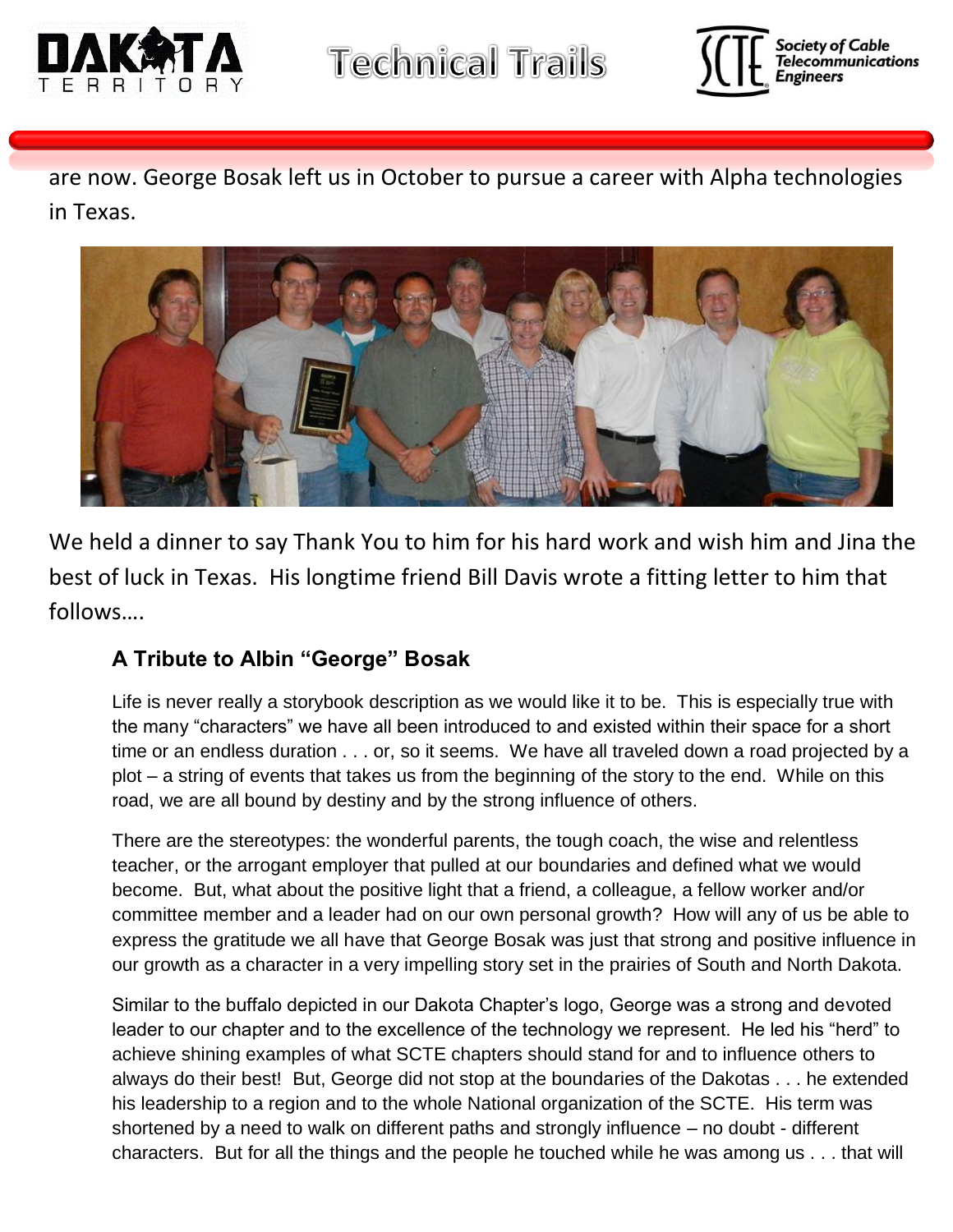are now. George Bosak left us in October to pursue a career with Alpha technologies in Texas.

We held a dinner to say Thank You to him for his hard work and wish him and Jina the best of luck in Texas. His longtime friend Bill Davis wrote a fitting letter to him that follows….

### A Tribute to Albin "George" Bosak

Life is never really a storybook description as we would like it to be. This is especially true with the many "characters" we have all been introduced to and existed within their space for a short time or an endless duration . . . or, so it seems. We have all traveled down a road projected by a plot – a string of events that takes us from the beginning of the story to the end. While on this road, we are all bound by destiny and by the strong influence of others.

There are the stereotypes: the wonderful parents, the tough coach, the wise and relentless teacher, or the arrogant employer that pulled at our boundaries and defined what we would become. But, what about the positive light that a friend, a colleague, a fellow worker and/or committee member and a leader had on our own personal growth? How will any of us be able to express the gratitude we all have that George Bosak was just that strong and positive influence in our growth as a character in a very impelling story set in the prairies of South and North Dakota.

Similar to the buffalo depicted in our Dakota Chapter's logo, George was a strong and devoted leader to our chapter and to the excellence of the technology we represent. He led his "herd" to achieve shining examples of what SCTE chapters should stand for and to influence others to always do their best! But, George did not stop at the boundaries of the Dakotas . . . he extended his leadership to a region and to the whole National organization of the SCTE. His term was shortened by a need to walk on different paths and strongly influence – no doubt - different characters. But for all the things and the people he touched while he was among us . . . that will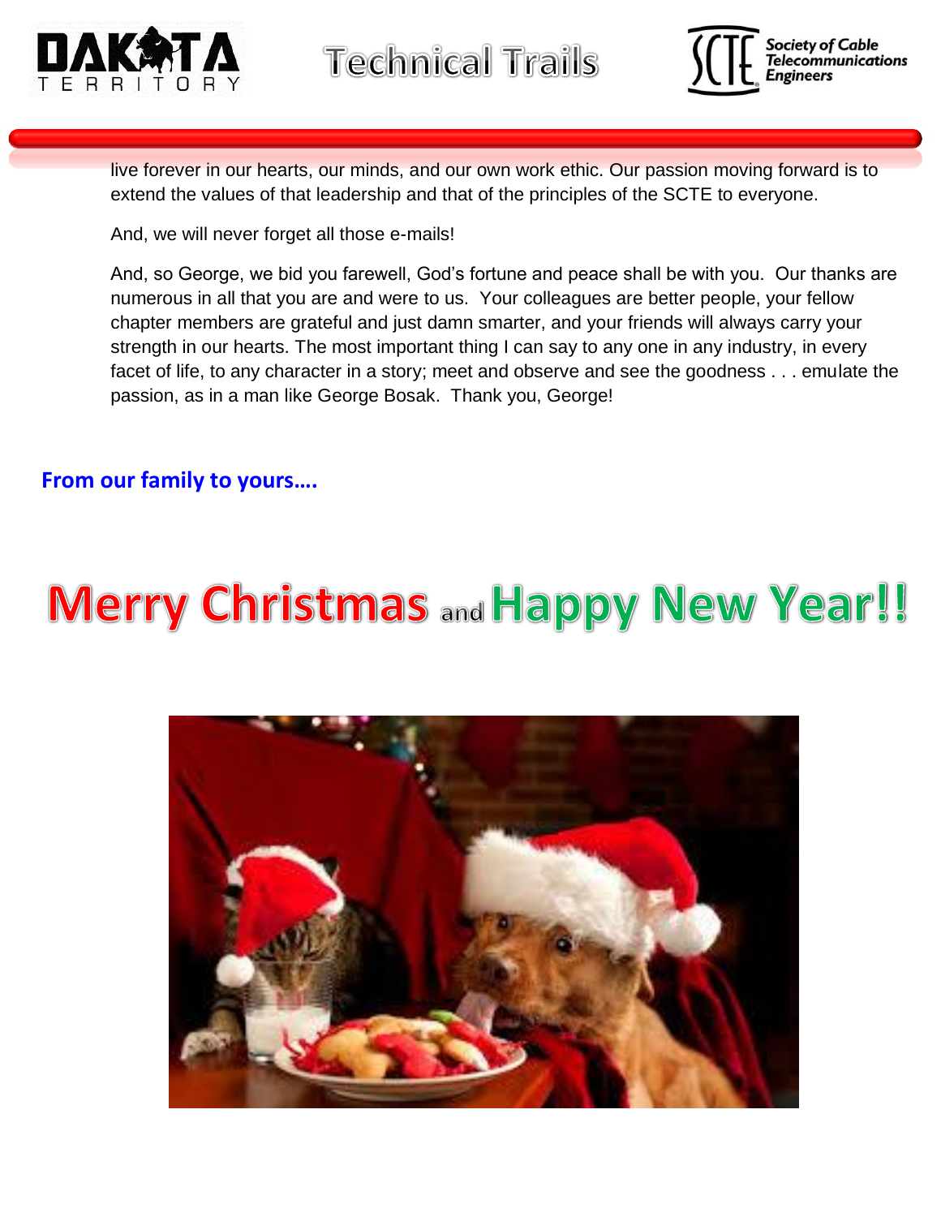live forever in our hearts, our minds, and our own work ethic. Our passion moving forward is to extend the values of that leadership and that of the principles of the SCTE to everyone.

And, we will never forget all those e-mails!

And, so George, we bid you farewell, God's fortune and peace shall be with you. Our thanks are numerous in all that you are and were to us. Your colleagues are better people, your fellow chapter members are grateful and just damn smarter, and your friends will always carry your strength in our hearts. The most important thing I can say to any one in any industry, in every facet of life, to any character in a story; meet and observe and see the goodness . . . emulate the passion, as in a man like George Bosak. Thank you, George!

**From our family to yours….**

# Merry Christmas and Happy New Year!!